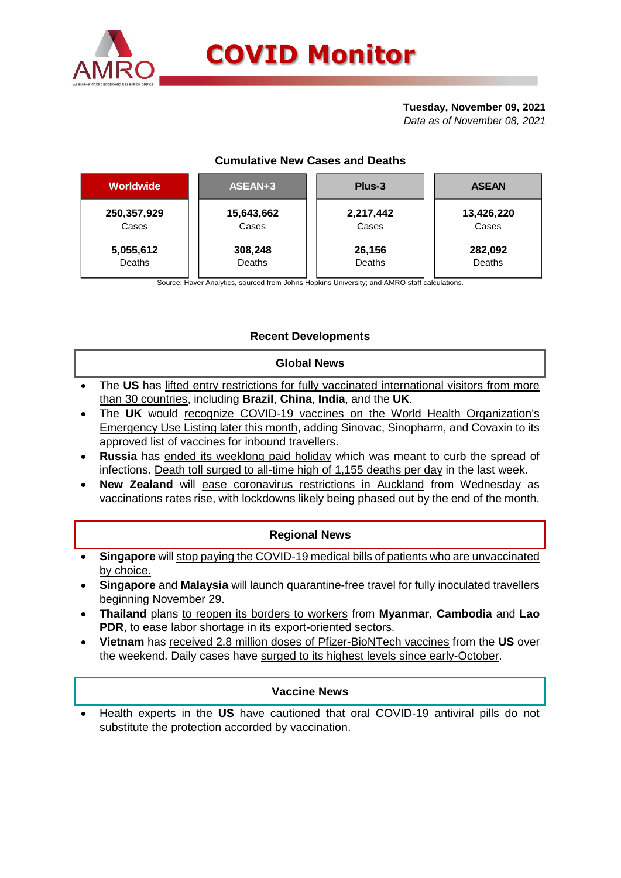# COVID Monitor

**Tuesday, November 09, 2021**
*Data as of November 08, 2021*

### Cumulative New Cases and Deaths

| Worldwide | ASEAN+3 | Plus-3 | ASEAN |
|---|---|---|---|
| **250,357,929** Cases | **15,643,662** Cases | **2,217,442** Cases | **13,426,220** Cases |
| **5,055,612** Deaths | **308,248** Deaths | **26,156** Deaths | **282,092** Deaths |

Source: Haver Analytics, sourced from Johns Hopkins University; and AMRO staff calculations.

### Recent Developments

#### Global News

- The **US** has lifted entry restrictions for fully vaccinated international visitors from more than 30 countries, including **Brazil**, **China**, **India**, and the **UK**.
- The **UK** would recognize COVID-19 vaccines on the World Health Organization's Emergency Use Listing later this month, adding Sinovac, Sinopharm, and Covaxin to its approved list of vaccines for inbound travellers.
- **Russia** has ended its weeklong paid holiday which was meant to curb the spread of infections. Death toll surged to all-time high of 1,155 deaths per day in the last week.
- **New Zealand** will ease coronavirus restrictions in Auckland from Wednesday as vaccinations rates rise, with lockdowns likely being phased out by the end of the month.

#### Regional News

- **Singapore** will stop paying the COVID-19 medical bills of patients who are unvaccinated by choice.
- **Singapore** and **Malaysia** will launch quarantine-free travel for fully inoculated travellers beginning November 29.
- **Thailand** plans to reopen its borders to workers from **Myanmar**, **Cambodia** and **Lao PDR**, to ease labor shortage in its export-oriented sectors.
- **Vietnam** has received 2.8 million doses of Pfizer-BioNTech vaccines from the **US** over the weekend. Daily cases have surged to its highest levels since early-October.

#### Vaccine News

- Health experts in the **US** have cautioned that oral COVID-19 antiviral pills do not substitute the protection accorded by vaccination.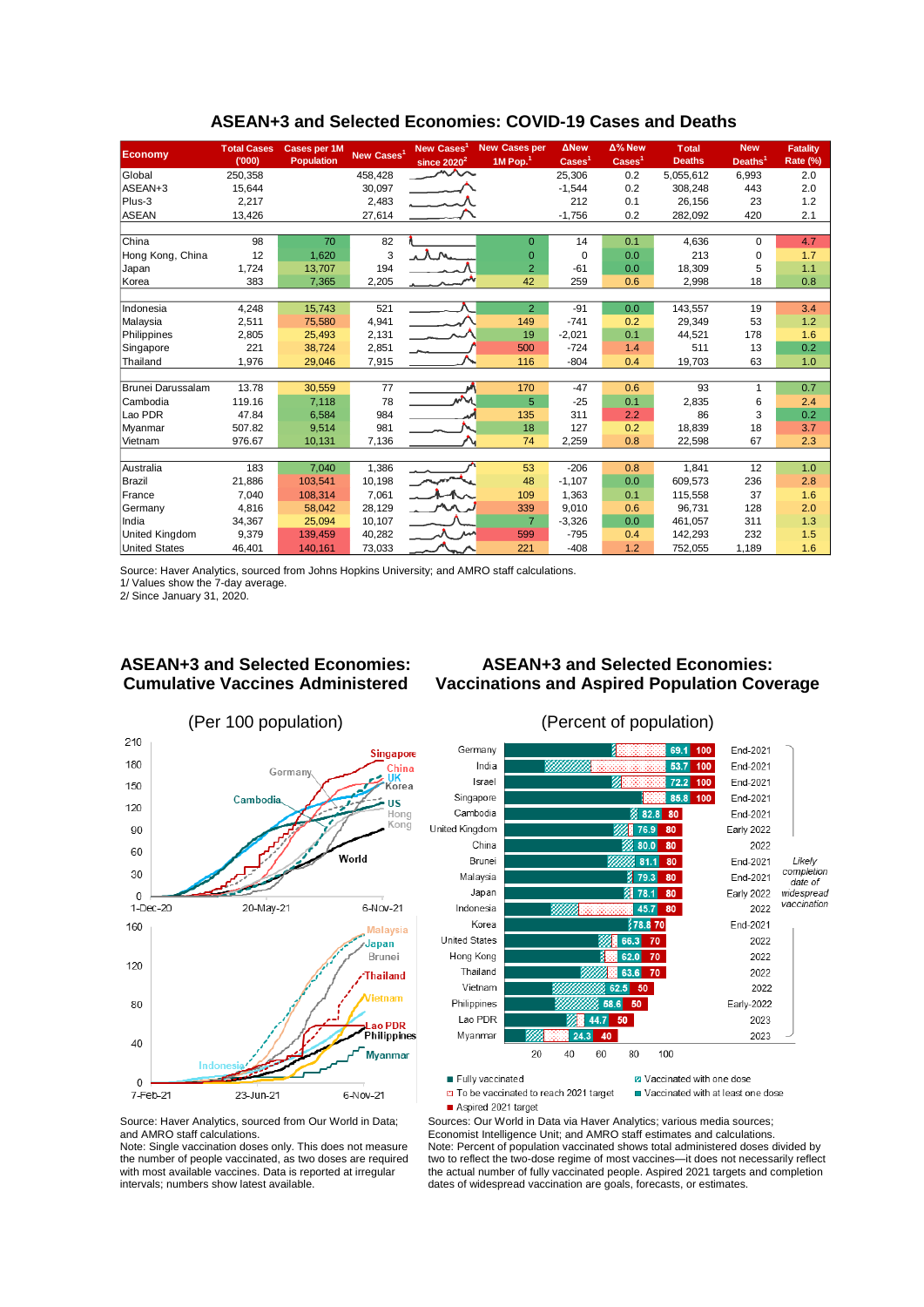## ASEAN+3 and Selected Economies: COVID-19 Cases and Deaths

| Economy | Total Cases ('000) | Cases per 1M Population | New Cases[1] | New Cases[1] since 2020[2] | New Cases per 1M Pop.[1] | ΔNew Cases[1] | Δ% New Cases[1] | Total Deaths | New Deaths[1] | Fatality Rate (%) |
|---|---|---|---|---|---|---|---|---|---|---|
| Global | 250,358 | | 458,428 | | | 25,306 | 0.2 | 5,055,612 | 6,993 | 2.0 |
| ASEAN+3 | 15,644 | | 30,097 | | | -1,544 | 0.2 | 308,248 | 443 | 2.0 |
| Plus-3 | 2,217 | | 2,483 | | | 212 | 0.1 | 26,156 | 23 | 1.2 |
| ASEAN | 13,426 | | 27,614 | | | -1,756 | 0.2 | 282,092 | 420 | 2.1 |
| | | | | | | | | | | |
| China | 98 | 70 | 82 | | 0 | 14 | 0.1 | 4,636 | 0 | 4.7 |
| Hong Kong, China | 12 | 1,620 | 3 | | 0 | 0 | 0.0 | 213 | 0 | 1.7 |
| Japan | 1,724 | 13,707 | 194 | | 2 | -61 | 0.0 | 18,309 | 5 | 1.1 |
| Korea | 383 | 7,365 | 2,205 | | 42 | 259 | 0.6 | 2,998 | 18 | 0.8 |
| | | | | | | | | | | |
| Indonesia | 4,248 | 15,743 | 521 | | 2 | -91 | 0.0 | 143,557 | 19 | 3.4 |
| Malaysia | 2,511 | 75,580 | 4,941 | | 149 | -741 | 0.2 | 29,349 | 53 | 1.2 |
| Philippines | 2,805 | 25,493 | 2,131 | | 19 | -2,021 | 0.1 | 44,521 | 178 | 1.6 |
| Singapore | 221 | 38,724 | 2,851 | | 500 | -724 | 1.4 | 511 | 13 | 0.2 |
| Thailand | 1,976 | 29,046 | 7,915 | | 116 | -804 | 0.4 | 19,703 | 63 | 1.0 |
| | | | | | | | | | | |
| Brunei Darussalam | 13.78 | 30,559 | 77 | | 170 | -47 | 0.6 | 93 | 1 | 0.7 |
| Cambodia | 119.16 | 7,118 | 78 | | 5 | -25 | 0.1 | 2,835 | 6 | 2.4 |
| Lao PDR | 47.84 | 6,584 | 984 | | 135 | 311 | 2.2 | 86 | 3 | 0.2 |
| Myanmar | 507.82 | 9,514 | 981 | | 18 | 127 | 0.2 | 18,839 | 18 | 3.7 |
| Vietnam | 976.67 | 10,131 | 7,136 | | 74 | 2,259 | 0.8 | 22,598 | 67 | 2.3 |
| | | | | | | | | | | |
| Australia | 183 | 7,040 | 1,386 | | 53 | -206 | 0.8 | 1,841 | 12 | 1.0 |
| Brazil | 21,886 | 103,541 | 10,198 | | 48 | -1,107 | 0.0 | 609,573 | 236 | 2.8 |
| France | 7,040 | 108,314 | 7,061 | | 109 | 1,363 | 0.1 | 115,558 | 37 | 1.6 |
| Germany | 4,816 | 58,042 | 28,129 | | 339 | 9,010 | 0.6 | 96,731 | 128 | 2.0 |
| India | 34,367 | 25,094 | 10,107 | | 7 | -3,326 | 0.0 | 461,057 | 311 | 1.3 |
| United Kingdom | 9,379 | 139,459 | 40,282 | | 599 | -795 | 0.4 | 142,293 | 232 | 1.5 |
| United States | 46,401 | 140,161 | 73,033 | | 221 | -408 | 1.2 | 752,055 | 1,189 | 1.6 |

Source: Haver Analytics, sourced from Johns Hopkins University; and AMRO staff calculations.
1/ Values show the 7-day average.
2/ Since January 31, 2020.

## ASEAN+3 and Selected Economies: Cumulative Vaccines Administered

(Per 100 population)

210
180
150
120
90
60
30
0
1-Dec-20
20-May-21
6-Nov-21

Singapore
China
Germany
UK
Korea
Cambodia
US
Hong Kong
World

160
120
80
40
0
7-Feb-21
23-Jun-21
6-Nov-21

Malaysia
Japan
Brunei
Thailand
Vietnam
Lao PDR
Philippines
Myanmar
Indonesia

Source: Haver Analytics, sourced from Our World in Data; and AMRO staff calculations.
Note: Single vaccination doses only. This does not measure the number of people vaccinated, as two doses are required with most available vaccines. Data is reported at irregular intervals; numbers show latest available.

## ASEAN+3 and Selected Economies: Vaccinations and Aspired Population Coverage

(Percent of population)

Germany 69.1 100 End-2021
India 53.7 100 End-2021
Israel 72.2 100 End-2021
Singapore 85.8 100 End-2021
Cambodia 82.8 80 End-2021
United Kingdom 76.9 80 Early 2022
China 80.0 80 2022
Brunei 81.1 80 End-2021
Malaysia 79.3 80 End-2021
Japan 78.1 80 Early 2022
Indonesia 45.7 80 2022
Korea 78.8 70 End-2021
United States 66.3 70 2022
Hong Kong 62.0 70 2022
Thailand 63.6 70 2022
Vietnam 62.5 50 2022
Philippines 58.6 50 Early-2022
Lao PDR 44.7 50 2023
Myanmar 24.3 40 2023

*Likely completion date of widespread vaccination*

20 40 60 80 100

Fully vaccinated
Vaccinated with one dose
To be vaccinated to reach 2021 target
Vaccinated with at least one dose
Aspired 2021 target

Sources: Our World in Data via Haver Analytics; various media sources; Economist Intelligence Unit; and AMRO staff estimates and calculations.
Note: Percent of population vaccinated shows total administered doses divided by two to reflect the two-dose regime of most vaccines—it does not necessarily reflect the actual number of fully vaccinated people. Aspired 2021 targets and completion dates of widespread vaccination are goals, forecasts, or estimates.